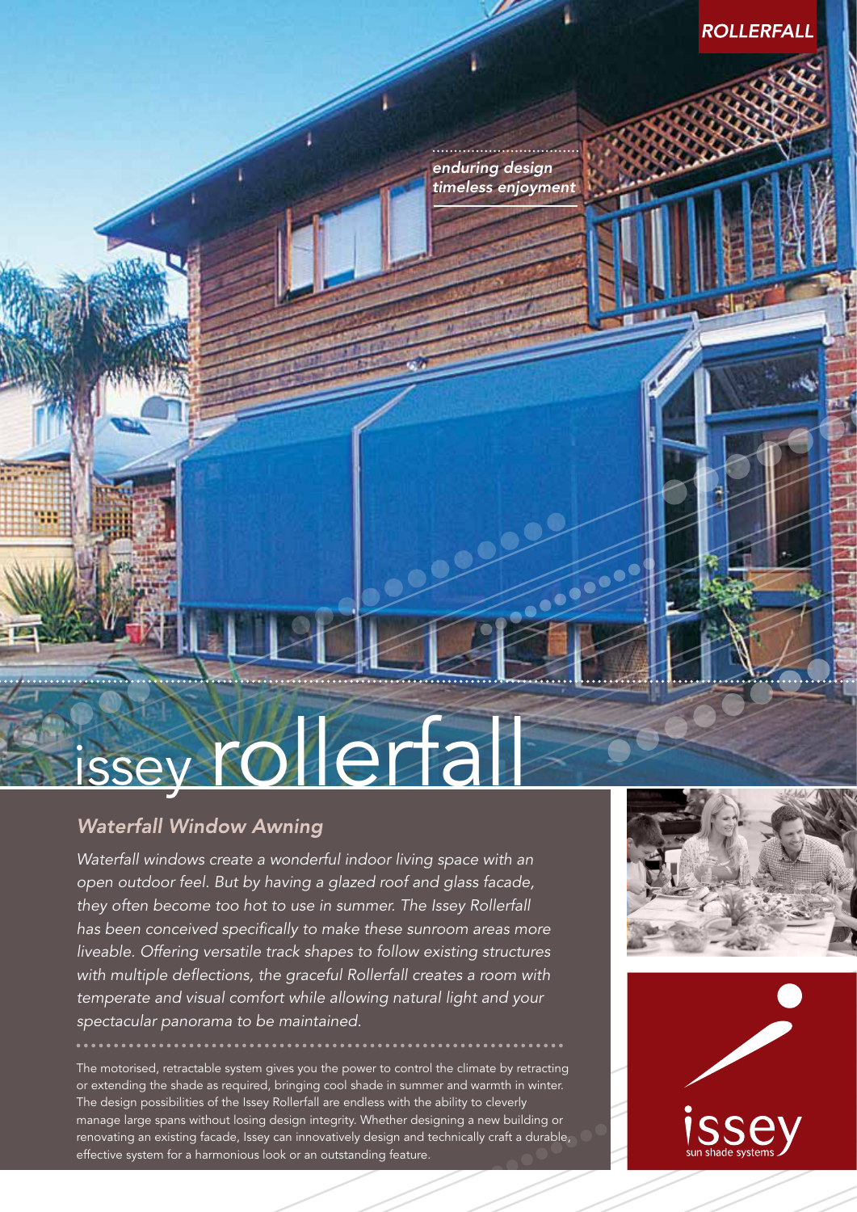ROLLERFALL

*enduring design*
*timeless enjoyment*

# issey rollerfall

## *Waterfall Window Awning*

*Waterfall windows create a wonderful indoor living space with an open outdoor feel. But by having a glazed roof and glass facade, they often become too hot to use in summer. The Issey Rollerfall has been conceived specifically to make these sunroom areas more liveable. Offering versatile track shapes to follow existing structures with multiple deflections, the graceful Rollerfall creates a room with temperate and visual comfort while allowing natural light and your spectacular panorama to be maintained.*

The motorised, retractable system gives you the power to control the climate by retracting or extending the shade as required, bringing cool shade in summer and warmth in winter. The design possibilities of the Issey Rollerfall are endless with the ability to cleverly manage large spans without losing design integrity. Whether designing a new building or renovating an existing facade, Issey can innovatively design and technically craft a durable, effective system for a harmonious look or an outstanding feature.

issey
sun shade systems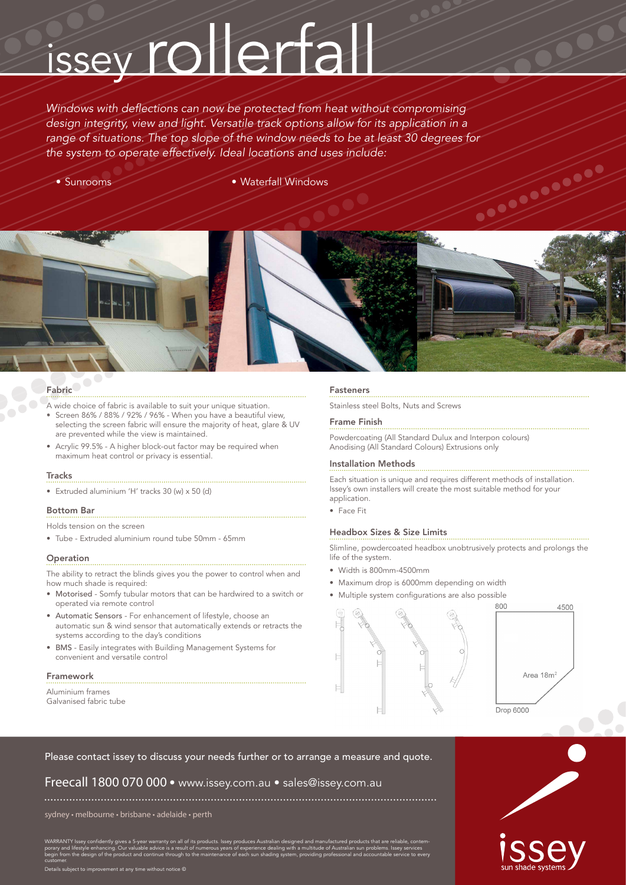# issey rollerfall

*Windows with deflections can now be protected from heat without compromising design integrity, view and light. Versatile track options allow for its application in a range of situations. The top slope of the window needs to be at least 30 degrees for the system to operate effectively. Ideal locations and uses include:*

- Sunrooms
- Waterfall Windows

### Fabric

A wide choice of fabric is available to suit your unique situation.

- Screen 86% / 88% / 92% / 96% - When you have a beautiful view, selecting the screen fabric will ensure the majority of heat, glare & UV are prevented while the view is maintained.
- Acrylic 99.5% - A higher block-out factor may be required when maximum heat control or privacy is essential.

### Tracks

- Extruded aluminium 'H' tracks 30 (w) x 50 (d)

### Bottom Bar

Holds tension on the screen

- Tube - Extruded aluminium round tube 50mm - 65mm

### Operation

The ability to retract the blinds gives you the power to control when and how much shade is required:

- **Motorised** - Somfy tubular motors that can be hardwired to a switch or operated via remote control
- **Automatic Sensors** - For enhancement of lifestyle, choose an automatic sun & wind sensor that automatically extends or retracts the systems according to the day's conditions
- **BMS** - Easily integrates with Building Management Systems for convenient and versatile control

### Framework

Aluminium frames
Galvanised fabric tube

### Fasteners

Stainless steel Bolts, Nuts and Screws

### Frame Finish

Powdercoating (All Standard Dulux and Interpon colours)
Anodising (All Standard Colours) Extrusions only

### Installation Methods

Each situation is unique and requires different methods of installation. Issey's own installers will create the most suitable method for your application.

- Face Fit

### Headbox Sizes & Size Limits

Slimline, powdercoated headbox unobtrusively protects and prolongs the life of the system.

- Width is 800mm-4500mm
- Maximum drop is 6000mm depending on width
- Multiple system configurations are also possible

800
4500
Area 18m²
Drop 6000

Please contact issey to discuss your needs further or to arrange a measure and quote.

Freecall 1800 070 000 • www.issey.com.au • sales@issey.com.au

sydney • melbourne • brisbane • adelaide • perth

WARRANTY Issey confidently gives a 5-year warranty on all of its products. Issey produces Australian designed and manufactured products that are reliable, contemporary and lifestyle enhancing. Our valuable advice is a result of numerous years of experience dealing with a multitude of Australian sun problems. Issey services begin from the design of the product and continue through to the maintenance of each sun shading system, providing professional and accountable service to every customer.

Details subject to improvement at any time without notice ©

issey sun shade systems